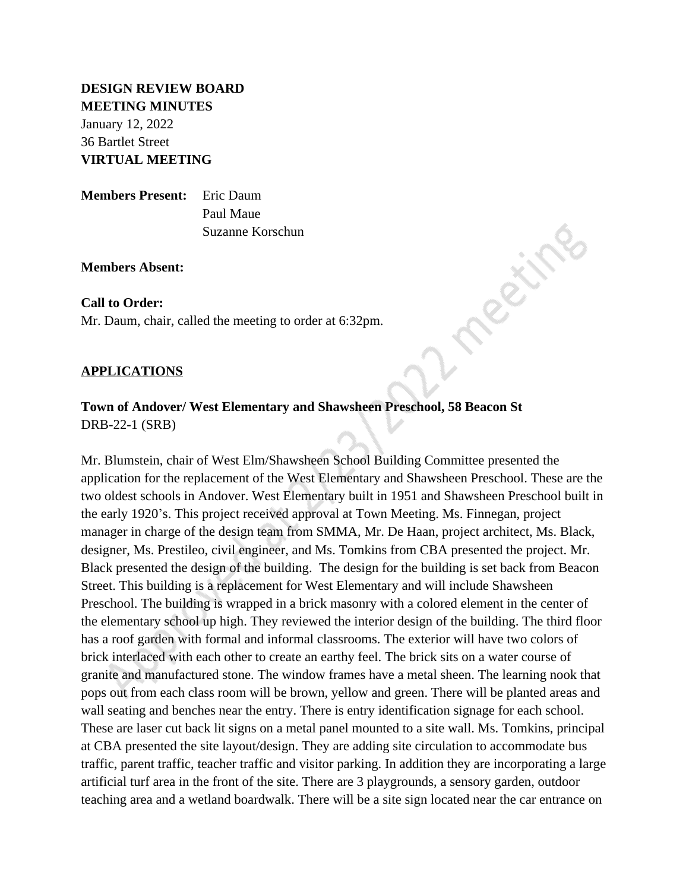**DESIGN REVIEW BOARD**
**MEETING MINUTES**
January 12, 2022
36 Bartlet Street
**VIRTUAL MEETING**

**Members Present:** Eric Daum
Paul Maue
Suzanne Korschun

**Members Absent:**

**Call to Order:**
Mr. Daum, chair, called the meeting to order at 6:32pm.

## APPLICATIONS

**Town of Andover/ West Elementary and Shawsheen Preschool, 58 Beacon St**
DRB-22-1 (SRB)

Mr. Blumstein, chair of West Elm/Shawsheen School Building Committee presented the application for the replacement of the West Elementary and Shawsheen Preschool. These are the two oldest schools in Andover. West Elementary built in 1951 and Shawsheen Preschool built in the early 1920's. This project received approval at Town Meeting. Ms. Finnegan, project manager in charge of the design team from SMMA, Mr. De Haan, project architect, Ms. Black, designer, Ms. Prestileo, civil engineer, and Ms. Tomkins from CBA presented the project. Mr. Black presented the design of the building. The design for the building is set back from Beacon Street. This building is a replacement for West Elementary and will include Shawsheen Preschool. The building is wrapped in a brick masonry with a colored element in the center of the elementary school up high. They reviewed the interior design of the building. The third floor has a roof garden with formal and informal classrooms. The exterior will have two colors of brick interlaced with each other to create an earthy feel. The brick sits on a water course of granite and manufactured stone. The window frames have a metal sheen. The learning nook that pops out from each class room will be brown, yellow and green. There will be planted areas and wall seating and benches near the entry. There is entry identification signage for each school. These are laser cut back lit signs on a metal panel mounted to a site wall. Ms. Tomkins, principal at CBA presented the site layout/design. They are adding site circulation to accommodate bus traffic, parent traffic, teacher traffic and visitor parking. In addition they are incorporating a large artificial turf area in the front of the site. There are 3 playgrounds, a sensory garden, outdoor teaching area and a wetland boardwalk. There will be a site sign located near the car entrance on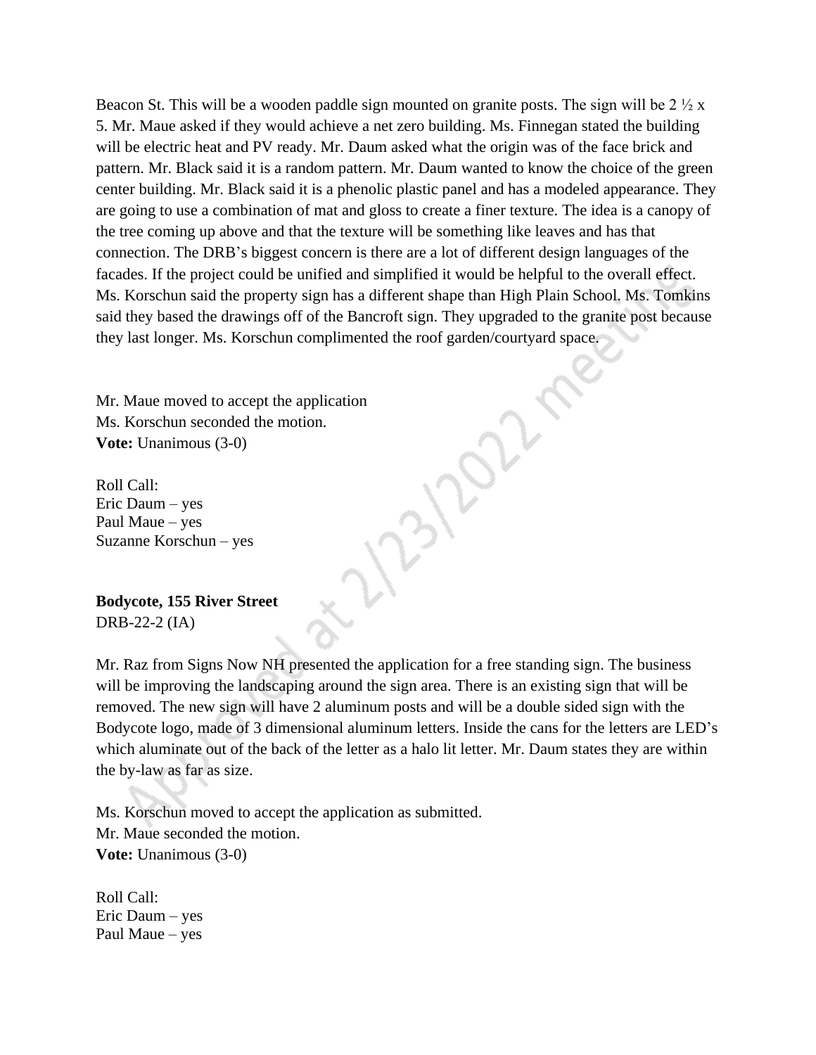Beacon St. This will be a wooden paddle sign mounted on granite posts. The sign will be 2 ½ x 5. Mr. Maue asked if they would achieve a net zero building. Ms. Finnegan stated the building will be electric heat and PV ready. Mr. Daum asked what the origin was of the face brick and pattern. Mr. Black said it is a random pattern. Mr. Daum wanted to know the choice of the green center building. Mr. Black said it is a phenolic plastic panel and has a modeled appearance. They are going to use a combination of mat and gloss to create a finer texture. The idea is a canopy of the tree coming up above and that the texture will be something like leaves and has that connection. The DRB's biggest concern is there are a lot of different design languages of the facades. If the project could be unified and simplified it would be helpful to the overall effect. Ms. Korschun said the property sign has a different shape than High Plain School. Ms. Tomkins said they based the drawings off of the Bancroft sign. They upgraded to the granite post because they last longer. Ms. Korschun complimented the roof garden/courtyard space.

Mr. Maue moved to accept the application
Ms. Korschun seconded the motion.
**Vote:** Unanimous (3-0)

Roll Call:
Eric Daum – yes
Paul Maue – yes
Suzanne Korschun – yes

**Bodycote, 155 River Street**
DRB-22-2 (IA)

Mr. Raz from Signs Now NH presented the application for a free standing sign. The business will be improving the landscaping around the sign area. There is an existing sign that will be removed. The new sign will have 2 aluminum posts and will be a double sided sign with the Bodycote logo, made of 3 dimensional aluminum letters. Inside the cans for the letters are LED's which aluminate out of the back of the letter as a halo lit letter. Mr. Daum states they are within the by-law as far as size.

Ms. Korschun moved to accept the application as submitted.
Mr. Maue seconded the motion.
**Vote:** Unanimous (3-0)

Roll Call:
Eric Daum – yes
Paul Maue – yes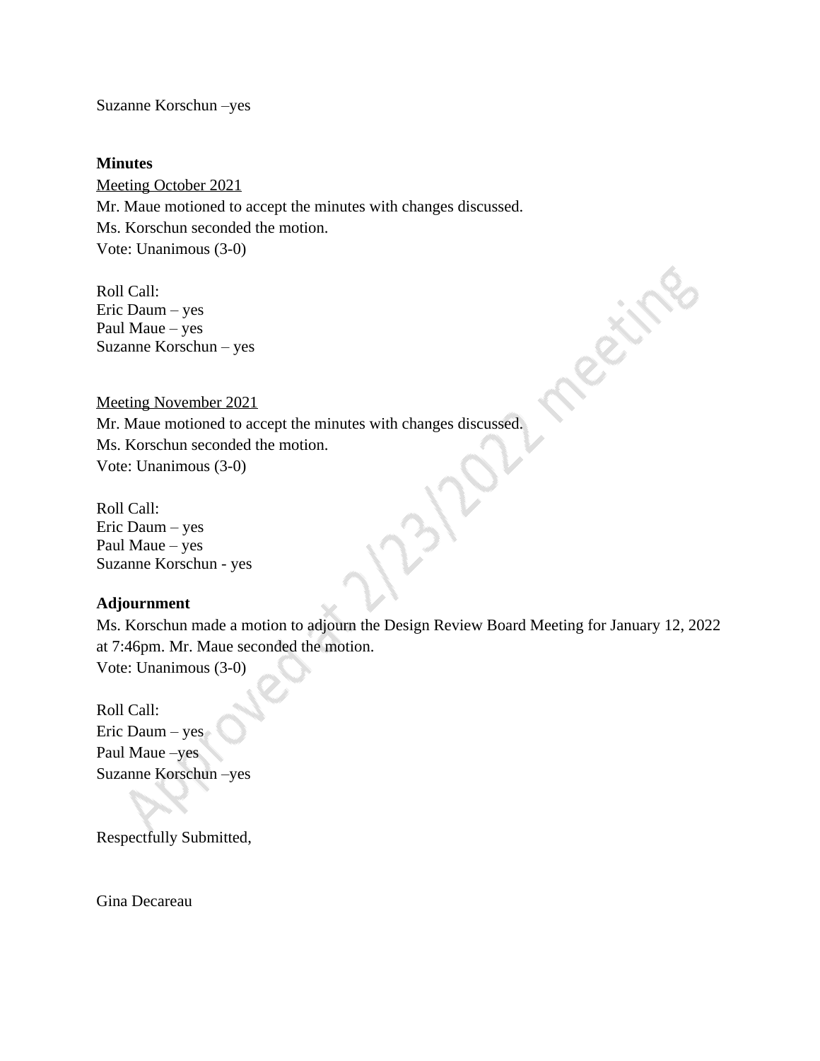Suzanne Korschun –yes

**Minutes**

Meeting October 2021

Mr. Maue motioned to accept the minutes with changes discussed.
Ms. Korschun seconded the motion.
Vote: Unanimous (3-0)

Roll Call:
Eric Daum – yes
Paul Maue – yes
Suzanne Korschun – yes

Meeting November 2021

Mr. Maue motioned to accept the minutes with changes discussed.
Ms. Korschun seconded the motion.
Vote: Unanimous (3-0)

Roll Call:
Eric Daum – yes
Paul Maue – yes
Suzanne Korschun - yes

**Adjournment**

Ms. Korschun made a motion to adjourn the Design Review Board Meeting for January 12, 2022 at 7:46pm. Mr. Maue seconded the motion.
Vote: Unanimous (3-0)

Roll Call:
Eric Daum – yes
Paul Maue –yes
Suzanne Korschun –yes

Respectfully Submitted,

Gina Decareau

Approved at 2/23/2022 meeting